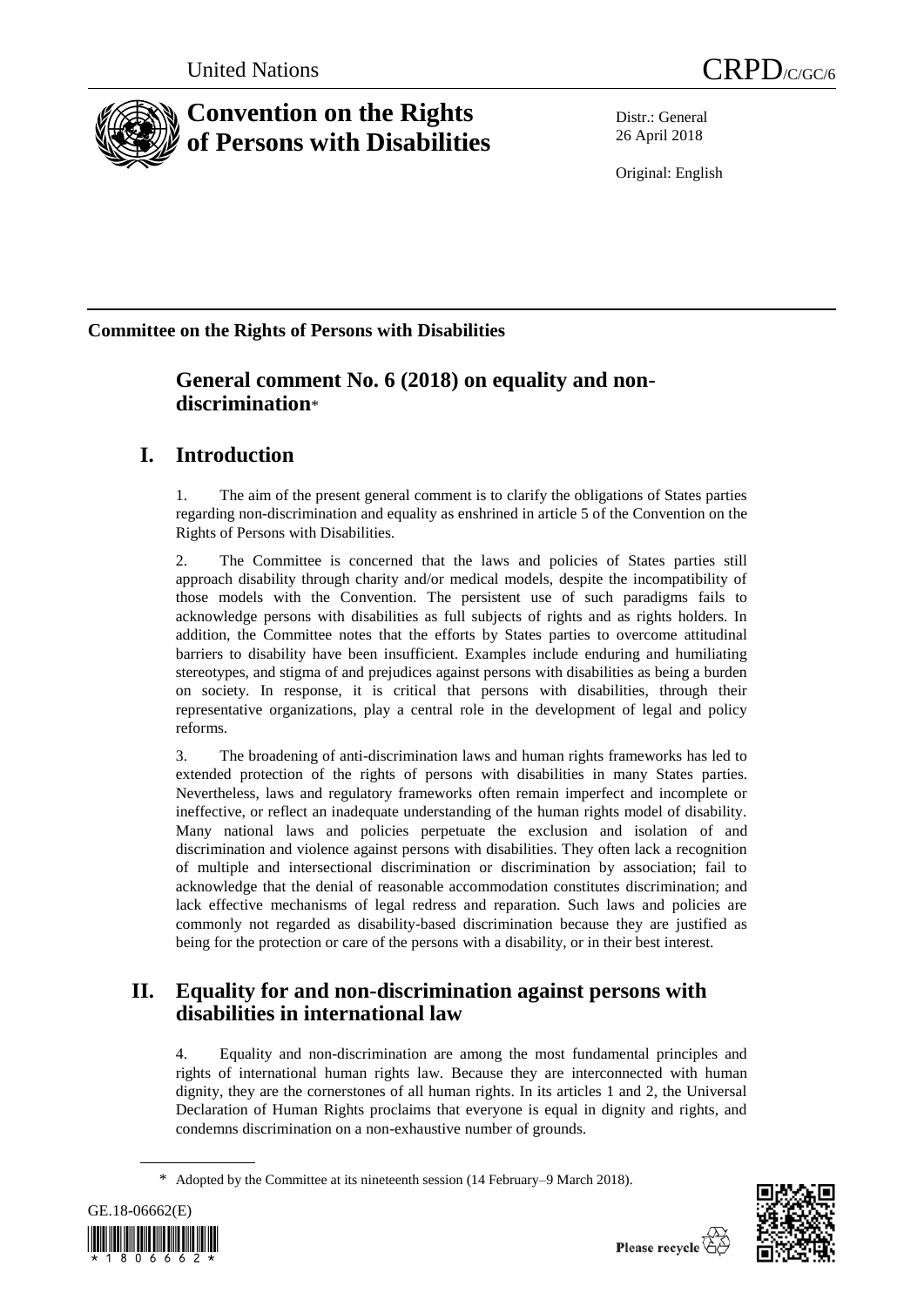United Nations CRPD/C/GC/6

# Convention on the Rights of Persons with Disabilities

Distr.: General
26 April 2018

Original: English

**Committee on the Rights of Persons with Disabilities**

## General comment No. 6 (2018) on equality and non-discrimination*

## I. Introduction

1. The aim of the present general comment is to clarify the obligations of States parties regarding non-discrimination and equality as enshrined in article 5 of the Convention on the Rights of Persons with Disabilities.

2. The Committee is concerned that the laws and policies of States parties still approach disability through charity and/or medical models, despite the incompatibility of those models with the Convention. The persistent use of such paradigms fails to acknowledge persons with disabilities as full subjects of rights and as rights holders. In addition, the Committee notes that the efforts by States parties to overcome attitudinal barriers to disability have been insufficient. Examples include enduring and humiliating stereotypes, and stigma of and prejudices against persons with disabilities as being a burden on society. In response, it is critical that persons with disabilities, through their representative organizations, play a central role in the development of legal and policy reforms.

3. The broadening of anti-discrimination laws and human rights frameworks has led to extended protection of the rights of persons with disabilities in many States parties. Nevertheless, laws and regulatory frameworks often remain imperfect and incomplete or ineffective, or reflect an inadequate understanding of the human rights model of disability. Many national laws and policies perpetuate the exclusion and isolation of and discrimination and violence against persons with disabilities. They often lack a recognition of multiple and intersectional discrimination or discrimination by association; fail to acknowledge that the denial of reasonable accommodation constitutes discrimination; and lack effective mechanisms of legal redress and reparation. Such laws and policies are commonly not regarded as disability-based discrimination because they are justified as being for the protection or care of the persons with a disability, or in their best interest.

## II. Equality for and non-discrimination against persons with disabilities in international law

4. Equality and non-discrimination are among the most fundamental principles and rights of international human rights law. Because they are interconnected with human dignity, they are the cornerstones of all human rights. In its articles 1 and 2, the Universal Declaration of Human Rights proclaims that everyone is equal in dignity and rights, and condemns discrimination on a non-exhaustive number of grounds.

\* Adopted by the Committee at its nineteenth session (14 February–9 March 2018).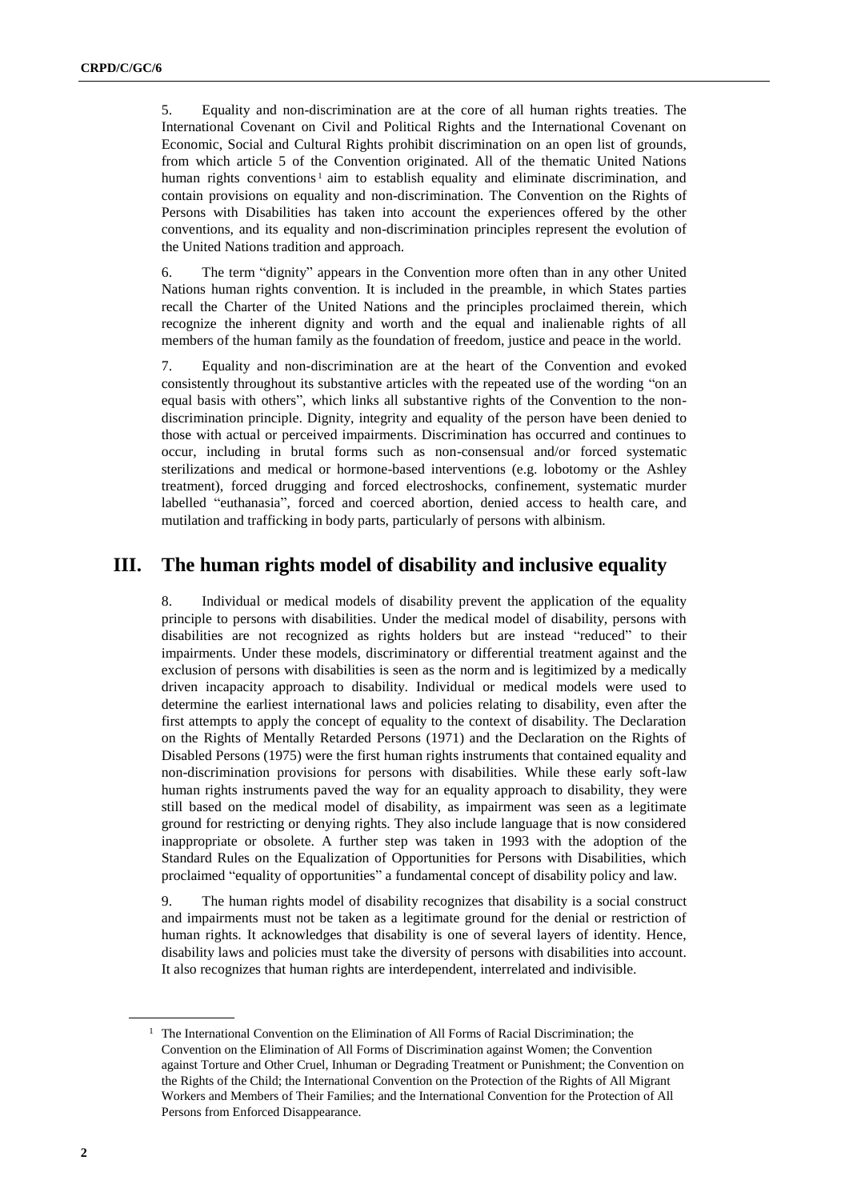5. Equality and non-discrimination are at the core of all human rights treaties. The International Covenant on Civil and Political Rights and the International Covenant on Economic, Social and Cultural Rights prohibit discrimination on an open list of grounds, from which article 5 of the Convention originated. All of the thematic United Nations human rights conventions[1] aim to establish equality and eliminate discrimination, and contain provisions on equality and non-discrimination. The Convention on the Rights of Persons with Disabilities has taken into account the experiences offered by the other conventions, and its equality and non-discrimination principles represent the evolution of the United Nations tradition and approach.

6. The term "dignity" appears in the Convention more often than in any other United Nations human rights convention. It is included in the preamble, in which States parties recall the Charter of the United Nations and the principles proclaimed therein, which recognize the inherent dignity and worth and the equal and inalienable rights of all members of the human family as the foundation of freedom, justice and peace in the world.

7. Equality and non-discrimination are at the heart of the Convention and evoked consistently throughout its substantive articles with the repeated use of the wording "on an equal basis with others", which links all substantive rights of the Convention to the non-discrimination principle. Dignity, integrity and equality of the person have been denied to those with actual or perceived impairments. Discrimination has occurred and continues to occur, including in brutal forms such as non-consensual and/or forced systematic sterilizations and medical or hormone-based interventions (e.g. lobotomy or the Ashley treatment), forced drugging and forced electroshocks, confinement, systematic murder labelled "euthanasia", forced and coerced abortion, denied access to health care, and mutilation and trafficking in body parts, particularly of persons with albinism.

## III. The human rights model of disability and inclusive equality

8. Individual or medical models of disability prevent the application of the equality principle to persons with disabilities. Under the medical model of disability, persons with disabilities are not recognized as rights holders but are instead "reduced" to their impairments. Under these models, discriminatory or differential treatment against and the exclusion of persons with disabilities is seen as the norm and is legitimized by a medically driven incapacity approach to disability. Individual or medical models were used to determine the earliest international laws and policies relating to disability, even after the first attempts to apply the concept of equality to the context of disability. The Declaration on the Rights of Mentally Retarded Persons (1971) and the Declaration on the Rights of Disabled Persons (1975) were the first human rights instruments that contained equality and non-discrimination provisions for persons with disabilities. While these early soft-law human rights instruments paved the way for an equality approach to disability, they were still based on the medical model of disability, as impairment was seen as a legitimate ground for restricting or denying rights. They also include language that is now considered inappropriate or obsolete. A further step was taken in 1993 with the adoption of the Standard Rules on the Equalization of Opportunities for Persons with Disabilities, which proclaimed "equality of opportunities" a fundamental concept of disability policy and law.

9. The human rights model of disability recognizes that disability is a social construct and impairments must not be taken as a legitimate ground for the denial or restriction of human rights. It acknowledges that disability is one of several layers of identity. Hence, disability laws and policies must take the diversity of persons with disabilities into account. It also recognizes that human rights are interdependent, interrelated and indivisible.

[1] The International Convention on the Elimination of All Forms of Racial Discrimination; the Convention on the Elimination of All Forms of Discrimination against Women; the Convention against Torture and Other Cruel, Inhuman or Degrading Treatment or Punishment; the Convention on the Rights of the Child; the International Convention on the Protection of the Rights of All Migrant Workers and Members of Their Families; and the International Convention for the Protection of All Persons from Enforced Disappearance.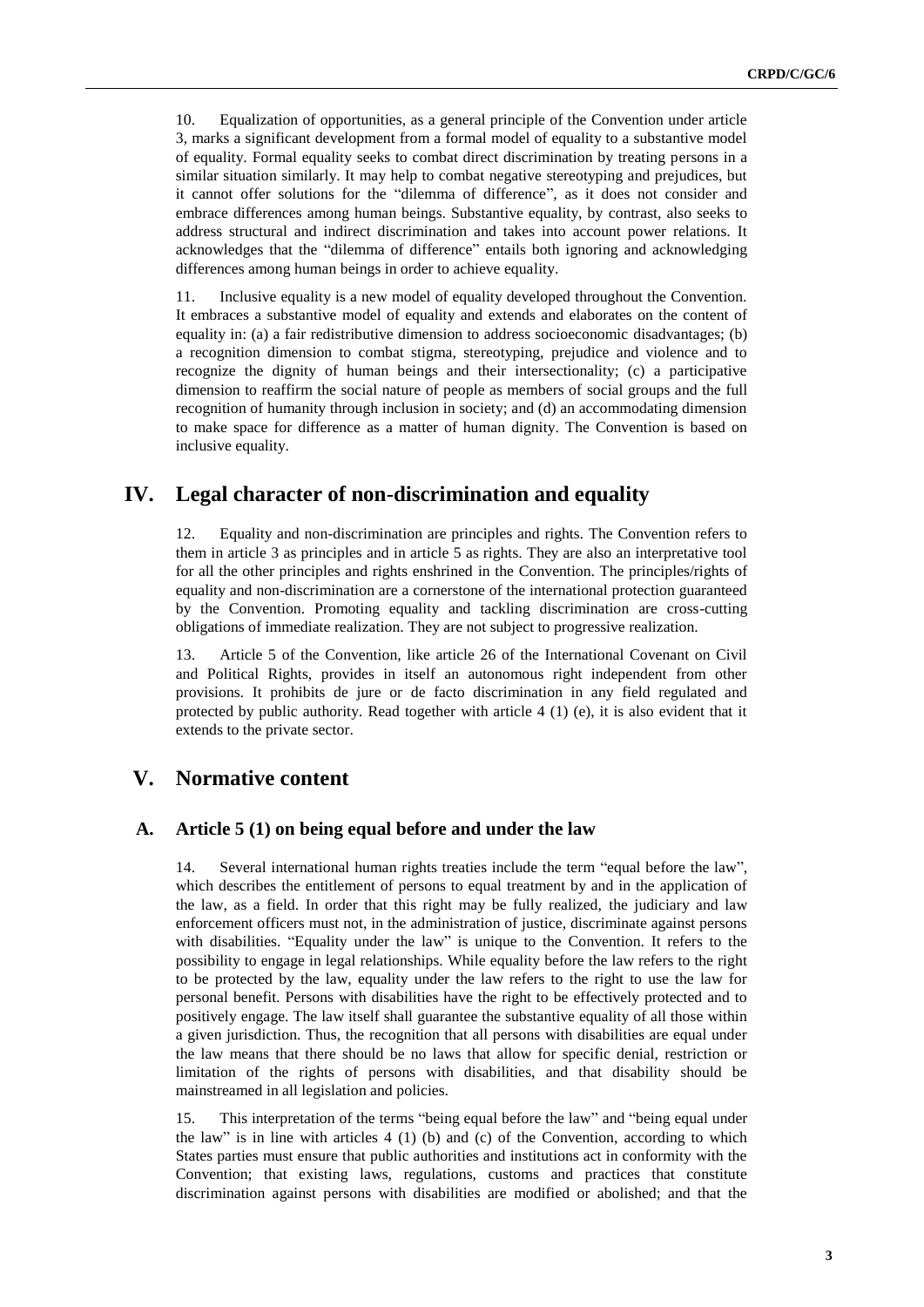10. Equalization of opportunities, as a general principle of the Convention under article 3, marks a significant development from a formal model of equality to a substantive model of equality. Formal equality seeks to combat direct discrimination by treating persons in a similar situation similarly. It may help to combat negative stereotyping and prejudices, but it cannot offer solutions for the "dilemma of difference", as it does not consider and embrace differences among human beings. Substantive equality, by contrast, also seeks to address structural and indirect discrimination and takes into account power relations. It acknowledges that the "dilemma of difference" entails both ignoring and acknowledging differences among human beings in order to achieve equality.

11. Inclusive equality is a new model of equality developed throughout the Convention. It embraces a substantive model of equality and extends and elaborates on the content of equality in: (a) a fair redistributive dimension to address socioeconomic disadvantages; (b) a recognition dimension to combat stigma, stereotyping, prejudice and violence and to recognize the dignity of human beings and their intersectionality; (c) a participative dimension to reaffirm the social nature of people as members of social groups and the full recognition of humanity through inclusion in society; and (d) an accommodating dimension to make space for difference as a matter of human dignity. The Convention is based on inclusive equality.

# IV. Legal character of non-discrimination and equality

12. Equality and non-discrimination are principles and rights. The Convention refers to them in article 3 as principles and in article 5 as rights. They are also an interpretative tool for all the other principles and rights enshrined in the Convention. The principles/rights of equality and non-discrimination are a cornerstone of the international protection guaranteed by the Convention. Promoting equality and tackling discrimination are cross-cutting obligations of immediate realization. They are not subject to progressive realization.

13. Article 5 of the Convention, like article 26 of the International Covenant on Civil and Political Rights, provides in itself an autonomous right independent from other provisions. It prohibits de jure or de facto discrimination in any field regulated and protected by public authority. Read together with article 4 (1) (e), it is also evident that it extends to the private sector.

# V. Normative content

## A. Article 5 (1) on being equal before and under the law

14. Several international human rights treaties include the term "equal before the law", which describes the entitlement of persons to equal treatment by and in the application of the law, as a field. In order that this right may be fully realized, the judiciary and law enforcement officers must not, in the administration of justice, discriminate against persons with disabilities. "Equality under the law" is unique to the Convention. It refers to the possibility to engage in legal relationships. While equality before the law refers to the right to be protected by the law, equality under the law refers to the right to use the law for personal benefit. Persons with disabilities have the right to be effectively protected and to positively engage. The law itself shall guarantee the substantive equality of all those within a given jurisdiction. Thus, the recognition that all persons with disabilities are equal under the law means that there should be no laws that allow for specific denial, restriction or limitation of the rights of persons with disabilities, and that disability should be mainstreamed in all legislation and policies.

15. This interpretation of the terms "being equal before the law" and "being equal under the law" is in line with articles 4 (1) (b) and (c) of the Convention, according to which States parties must ensure that public authorities and institutions act in conformity with the Convention; that existing laws, regulations, customs and practices that constitute discrimination against persons with disabilities are modified or abolished; and that the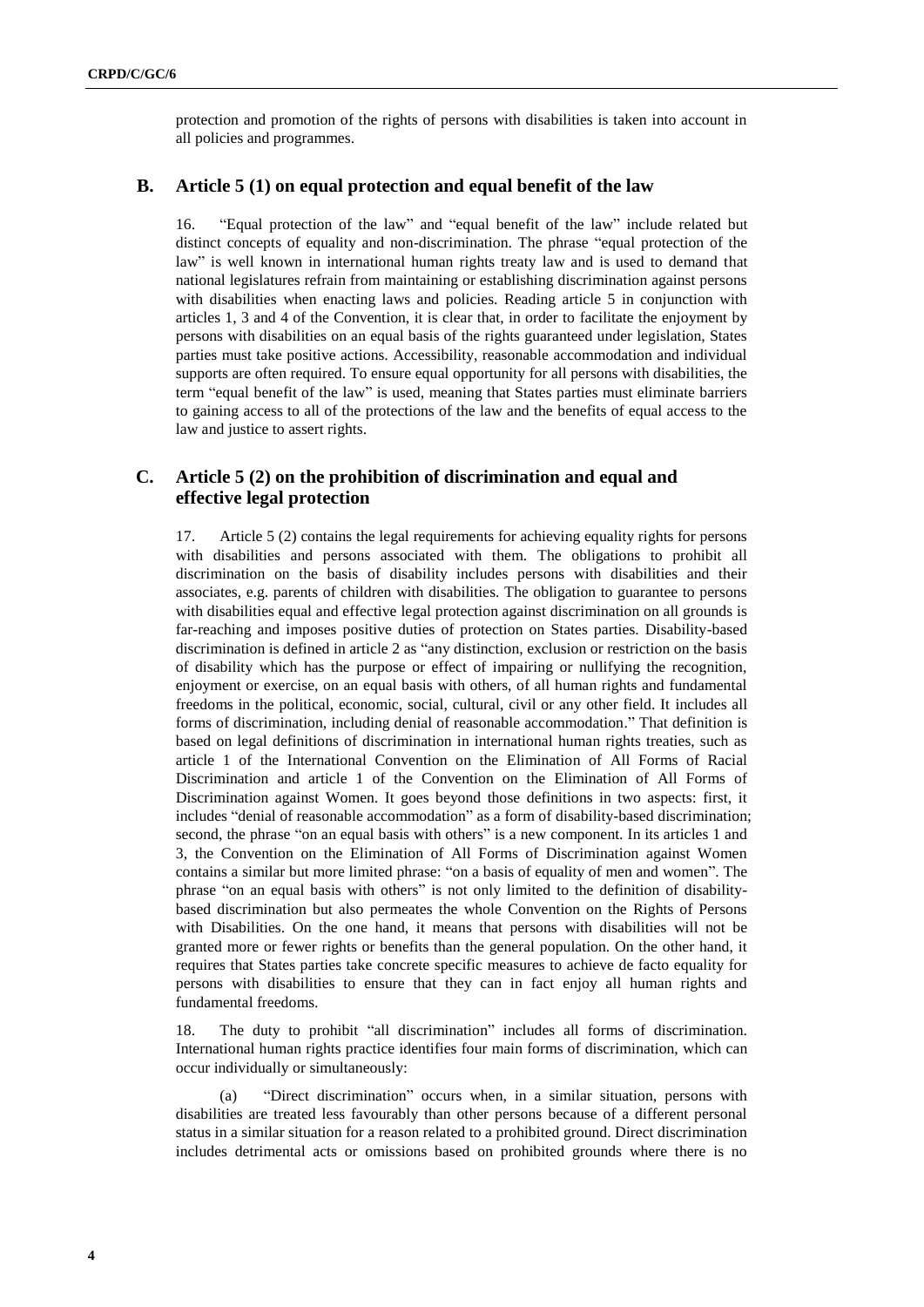protection and promotion of the rights of persons with disabilities is taken into account in all policies and programmes.

## B. Article 5 (1) on equal protection and equal benefit of the law

16. "Equal protection of the law" and "equal benefit of the law" include related but distinct concepts of equality and non-discrimination. The phrase "equal protection of the law" is well known in international human rights treaty law and is used to demand that national legislatures refrain from maintaining or establishing discrimination against persons with disabilities when enacting laws and policies. Reading article 5 in conjunction with articles 1, 3 and 4 of the Convention, it is clear that, in order to facilitate the enjoyment by persons with disabilities on an equal basis of the rights guaranteed under legislation, States parties must take positive actions. Accessibility, reasonable accommodation and individual supports are often required. To ensure equal opportunity for all persons with disabilities, the term "equal benefit of the law" is used, meaning that States parties must eliminate barriers to gaining access to all of the protections of the law and the benefits of equal access to the law and justice to assert rights.

## C. Article 5 (2) on the prohibition of discrimination and equal and effective legal protection

17. Article 5 (2) contains the legal requirements for achieving equality rights for persons with disabilities and persons associated with them. The obligations to prohibit all discrimination on the basis of disability includes persons with disabilities and their associates, e.g. parents of children with disabilities. The obligation to guarantee to persons with disabilities equal and effective legal protection against discrimination on all grounds is far-reaching and imposes positive duties of protection on States parties. Disability-based discrimination is defined in article 2 as "any distinction, exclusion or restriction on the basis of disability which has the purpose or effect of impairing or nullifying the recognition, enjoyment or exercise, on an equal basis with others, of all human rights and fundamental freedoms in the political, economic, social, cultural, civil or any other field. It includes all forms of discrimination, including denial of reasonable accommodation." That definition is based on legal definitions of discrimination in international human rights treaties, such as article 1 of the International Convention on the Elimination of All Forms of Racial Discrimination and article 1 of the Convention on the Elimination of All Forms of Discrimination against Women. It goes beyond those definitions in two aspects: first, it includes "denial of reasonable accommodation" as a form of disability-based discrimination; second, the phrase "on an equal basis with others" is a new component. In its articles 1 and 3, the Convention on the Elimination of All Forms of Discrimination against Women contains a similar but more limited phrase: "on a basis of equality of men and women". The phrase "on an equal basis with others" is not only limited to the definition of disability-based discrimination but also permeates the whole Convention on the Rights of Persons with Disabilities. On the one hand, it means that persons with disabilities will not be granted more or fewer rights or benefits than the general population. On the other hand, it requires that States parties take concrete specific measures to achieve de facto equality for persons with disabilities to ensure that they can in fact enjoy all human rights and fundamental freedoms.

18. The duty to prohibit "all discrimination" includes all forms of discrimination. International human rights practice identifies four main forms of discrimination, which can occur individually or simultaneously:

(a) "Direct discrimination" occurs when, in a similar situation, persons with disabilities are treated less favourably than other persons because of a different personal status in a similar situation for a reason related to a prohibited ground. Direct discrimination includes detrimental acts or omissions based on prohibited grounds where there is no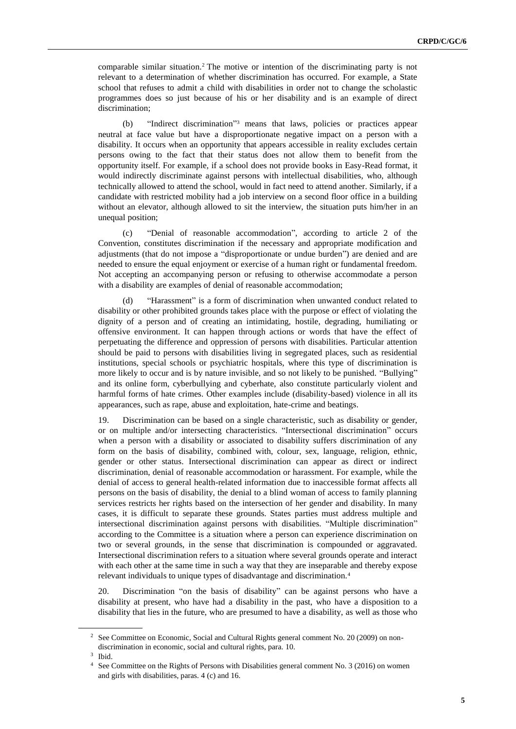comparable similar situation.[2] The motive or intention of the discriminating party is not relevant to a determination of whether discrimination has occurred. For example, a State school that refuses to admit a child with disabilities in order not to change the scholastic programmes does so just because of his or her disability and is an example of direct discrimination;

(b) "Indirect discrimination"[3] means that laws, policies or practices appear neutral at face value but have a disproportionate negative impact on a person with a disability. It occurs when an opportunity that appears accessible in reality excludes certain persons owing to the fact that their status does not allow them to benefit from the opportunity itself. For example, if a school does not provide books in Easy-Read format, it would indirectly discriminate against persons with intellectual disabilities, who, although technically allowed to attend the school, would in fact need to attend another. Similarly, if a candidate with restricted mobility had a job interview on a second floor office in a building without an elevator, although allowed to sit the interview, the situation puts him/her in an unequal position;

(c) "Denial of reasonable accommodation", according to article 2 of the Convention, constitutes discrimination if the necessary and appropriate modification and adjustments (that do not impose a "disproportionate or undue burden") are denied and are needed to ensure the equal enjoyment or exercise of a human right or fundamental freedom. Not accepting an accompanying person or refusing to otherwise accommodate a person with a disability are examples of denial of reasonable accommodation;

(d) "Harassment" is a form of discrimination when unwanted conduct related to disability or other prohibited grounds takes place with the purpose or effect of violating the dignity of a person and of creating an intimidating, hostile, degrading, humiliating or offensive environment. It can happen through actions or words that have the effect of perpetuating the difference and oppression of persons with disabilities. Particular attention should be paid to persons with disabilities living in segregated places, such as residential institutions, special schools or psychiatric hospitals, where this type of discrimination is more likely to occur and is by nature invisible, and so not likely to be punished. "Bullying" and its online form, cyberbullying and cyberhate, also constitute particularly violent and harmful forms of hate crimes. Other examples include (disability-based) violence in all its appearances, such as rape, abuse and exploitation, hate-crime and beatings.

19. Discrimination can be based on a single characteristic, such as disability or gender, or on multiple and/or intersecting characteristics. "Intersectional discrimination" occurs when a person with a disability or associated to disability suffers discrimination of any form on the basis of disability, combined with, colour, sex, language, religion, ethnic, gender or other status. Intersectional discrimination can appear as direct or indirect discrimination, denial of reasonable accommodation or harassment. For example, while the denial of access to general health-related information due to inaccessible format affects all persons on the basis of disability, the denial to a blind woman of access to family planning services restricts her rights based on the intersection of her gender and disability. In many cases, it is difficult to separate these grounds. States parties must address multiple and intersectional discrimination against persons with disabilities. "Multiple discrimination" according to the Committee is a situation where a person can experience discrimination on two or several grounds, in the sense that discrimination is compounded or aggravated. Intersectional discrimination refers to a situation where several grounds operate and interact with each other at the same time in such a way that they are inseparable and thereby expose relevant individuals to unique types of disadvantage and discrimination.[4]

20. Discrimination "on the basis of disability" can be against persons who have a disability at present, who have had a disability in the past, who have a disposition to a disability that lies in the future, who are presumed to have a disability, as well as those who

---

[2] See Committee on Economic, Social and Cultural Rights general comment No. 20 (2009) on non-discrimination in economic, social and cultural rights, para. 10.

[3] Ibid.

[4] See Committee on the Rights of Persons with Disabilities general comment No. 3 (2016) on women and girls with disabilities, paras. 4 (c) and 16.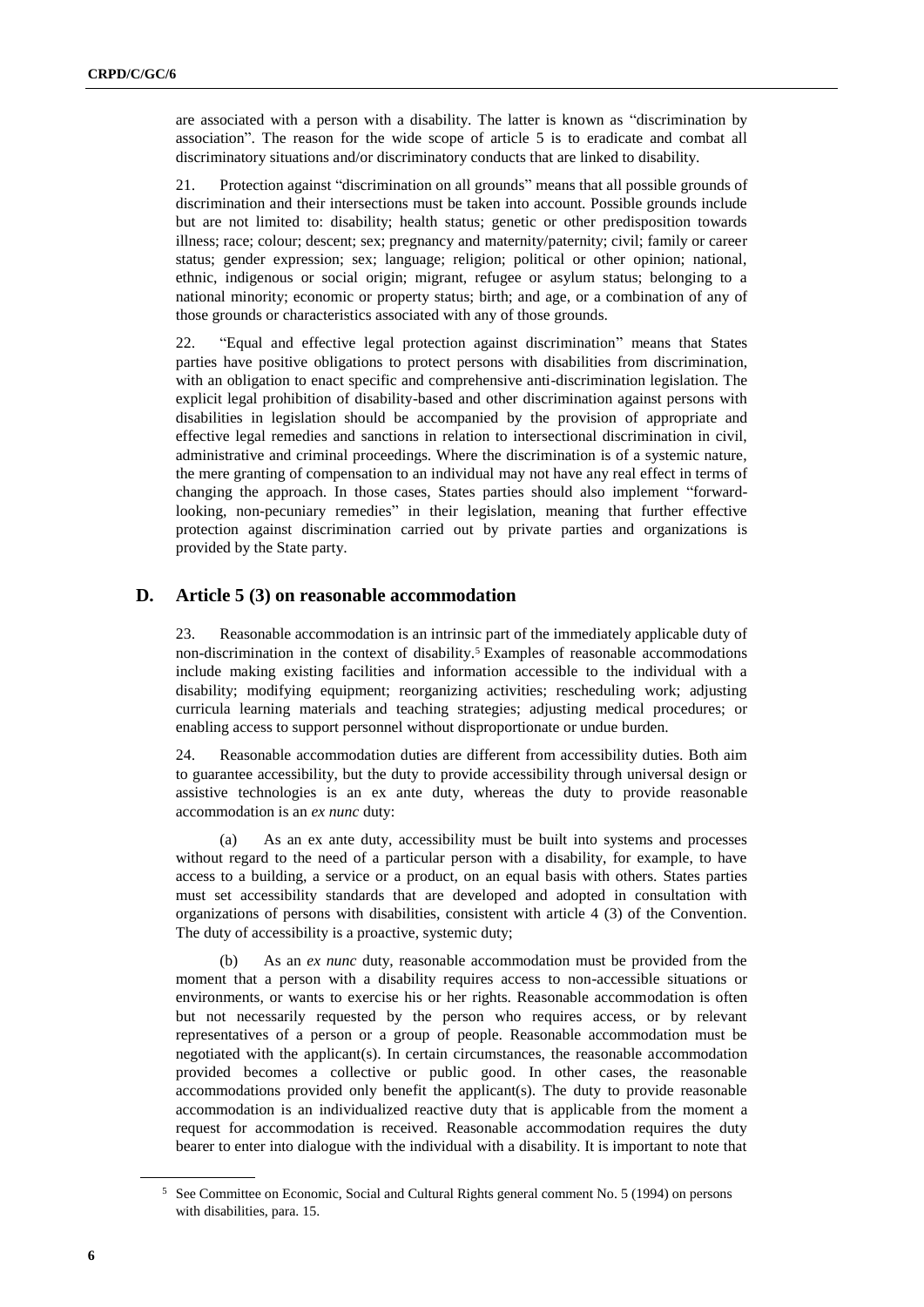are associated with a person with a disability. The latter is known as "discrimination by association". The reason for the wide scope of article 5 is to eradicate and combat all discriminatory situations and/or discriminatory conducts that are linked to disability.

21. Protection against "discrimination on all grounds" means that all possible grounds of discrimination and their intersections must be taken into account. Possible grounds include but are not limited to: disability; health status; genetic or other predisposition towards illness; race; colour; descent; sex; pregnancy and maternity/paternity; civil; family or career status; gender expression; sex; language; religion; political or other opinion; national, ethnic, indigenous or social origin; migrant, refugee or asylum status; belonging to a national minority; economic or property status; birth; and age, or a combination of any of those grounds or characteristics associated with any of those grounds.

22. "Equal and effective legal protection against discrimination" means that States parties have positive obligations to protect persons with disabilities from discrimination, with an obligation to enact specific and comprehensive anti-discrimination legislation. The explicit legal prohibition of disability-based and other discrimination against persons with disabilities in legislation should be accompanied by the provision of appropriate and effective legal remedies and sanctions in relation to intersectional discrimination in civil, administrative and criminal proceedings. Where the discrimination is of a systemic nature, the mere granting of compensation to an individual may not have any real effect in terms of changing the approach. In those cases, States parties should also implement "forward-looking, non-pecuniary remedies" in their legislation, meaning that further effective protection against discrimination carried out by private parties and organizations is provided by the State party.

## D. Article 5 (3) on reasonable accommodation

23. Reasonable accommodation is an intrinsic part of the immediately applicable duty of non-discrimination in the context of disability.[5] Examples of reasonable accommodations include making existing facilities and information accessible to the individual with a disability; modifying equipment; reorganizing activities; rescheduling work; adjusting curricula learning materials and teaching strategies; adjusting medical procedures; or enabling access to support personnel without disproportionate or undue burden.

24. Reasonable accommodation duties are different from accessibility duties. Both aim to guarantee accessibility, but the duty to provide accessibility through universal design or assistive technologies is an ex ante duty, whereas the duty to provide reasonable accommodation is an *ex nunc* duty:

(a) As an ex ante duty, accessibility must be built into systems and processes without regard to the need of a particular person with a disability, for example, to have access to a building, a service or a product, on an equal basis with others. States parties must set accessibility standards that are developed and adopted in consultation with organizations of persons with disabilities, consistent with article 4 (3) of the Convention. The duty of accessibility is a proactive, systemic duty;

(b) As an *ex nunc* duty, reasonable accommodation must be provided from the moment that a person with a disability requires access to non-accessible situations or environments, or wants to exercise his or her rights. Reasonable accommodation is often but not necessarily requested by the person who requires access, or by relevant representatives of a person or a group of people. Reasonable accommodation must be negotiated with the applicant(s). In certain circumstances, the reasonable accommodation provided becomes a collective or public good. In other cases, the reasonable accommodations provided only benefit the applicant(s). The duty to provide reasonable accommodation is an individualized reactive duty that is applicable from the moment a request for accommodation is received. Reasonable accommodation requires the duty bearer to enter into dialogue with the individual with a disability. It is important to note that

[5] See Committee on Economic, Social and Cultural Rights general comment No. 5 (1994) on persons with disabilities, para. 15.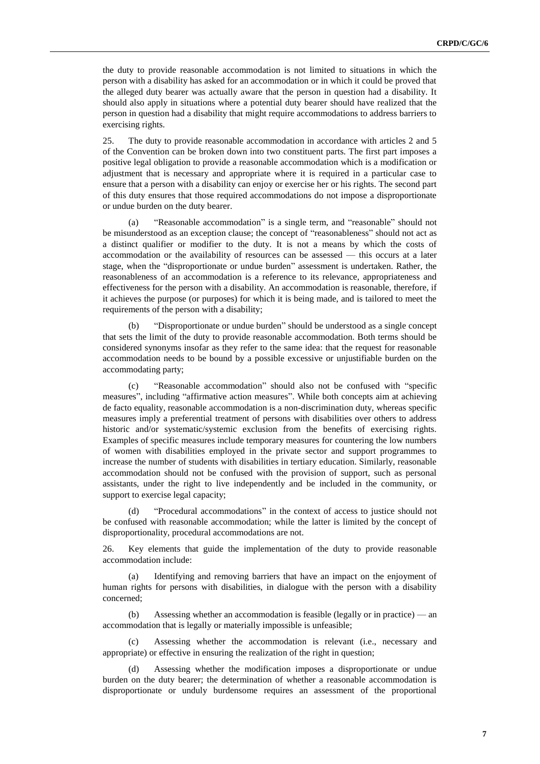the duty to provide reasonable accommodation is not limited to situations in which the person with a disability has asked for an accommodation or in which it could be proved that the alleged duty bearer was actually aware that the person in question had a disability. It should also apply in situations where a potential duty bearer should have realized that the person in question had a disability that might require accommodations to address barriers to exercising rights.

25. The duty to provide reasonable accommodation in accordance with articles 2 and 5 of the Convention can be broken down into two constituent parts. The first part imposes a positive legal obligation to provide a reasonable accommodation which is a modification or adjustment that is necessary and appropriate where it is required in a particular case to ensure that a person with a disability can enjoy or exercise her or his rights. The second part of this duty ensures that those required accommodations do not impose a disproportionate or undue burden on the duty bearer.

(a) "Reasonable accommodation" is a single term, and "reasonable" should not be misunderstood as an exception clause; the concept of "reasonableness" should not act as a distinct qualifier or modifier to the duty. It is not a means by which the costs of accommodation or the availability of resources can be assessed — this occurs at a later stage, when the "disproportionate or undue burden" assessment is undertaken. Rather, the reasonableness of an accommodation is a reference to its relevance, appropriateness and effectiveness for the person with a disability. An accommodation is reasonable, therefore, if it achieves the purpose (or purposes) for which it is being made, and is tailored to meet the requirements of the person with a disability;

(b) "Disproportionate or undue burden" should be understood as a single concept that sets the limit of the duty to provide reasonable accommodation. Both terms should be considered synonyms insofar as they refer to the same idea: that the request for reasonable accommodation needs to be bound by a possible excessive or unjustifiable burden on the accommodating party;

(c) "Reasonable accommodation" should also not be confused with "specific measures", including "affirmative action measures". While both concepts aim at achieving de facto equality, reasonable accommodation is a non-discrimination duty, whereas specific measures imply a preferential treatment of persons with disabilities over others to address historic and/or systematic/systemic exclusion from the benefits of exercising rights. Examples of specific measures include temporary measures for countering the low numbers of women with disabilities employed in the private sector and support programmes to increase the number of students with disabilities in tertiary education. Similarly, reasonable accommodation should not be confused with the provision of support, such as personal assistants, under the right to live independently and be included in the community, or support to exercise legal capacity;

(d) "Procedural accommodations" in the context of access to justice should not be confused with reasonable accommodation; while the latter is limited by the concept of disproportionality, procedural accommodations are not.

26. Key elements that guide the implementation of the duty to provide reasonable accommodation include:

(a) Identifying and removing barriers that have an impact on the enjoyment of human rights for persons with disabilities, in dialogue with the person with a disability concerned;

(b) Assessing whether an accommodation is feasible (legally or in practice) — an accommodation that is legally or materially impossible is unfeasible;

(c) Assessing whether the accommodation is relevant (i.e., necessary and appropriate) or effective in ensuring the realization of the right in question;

(d) Assessing whether the modification imposes a disproportionate or undue burden on the duty bearer; the determination of whether a reasonable accommodation is disproportionate or unduly burdensome requires an assessment of the proportional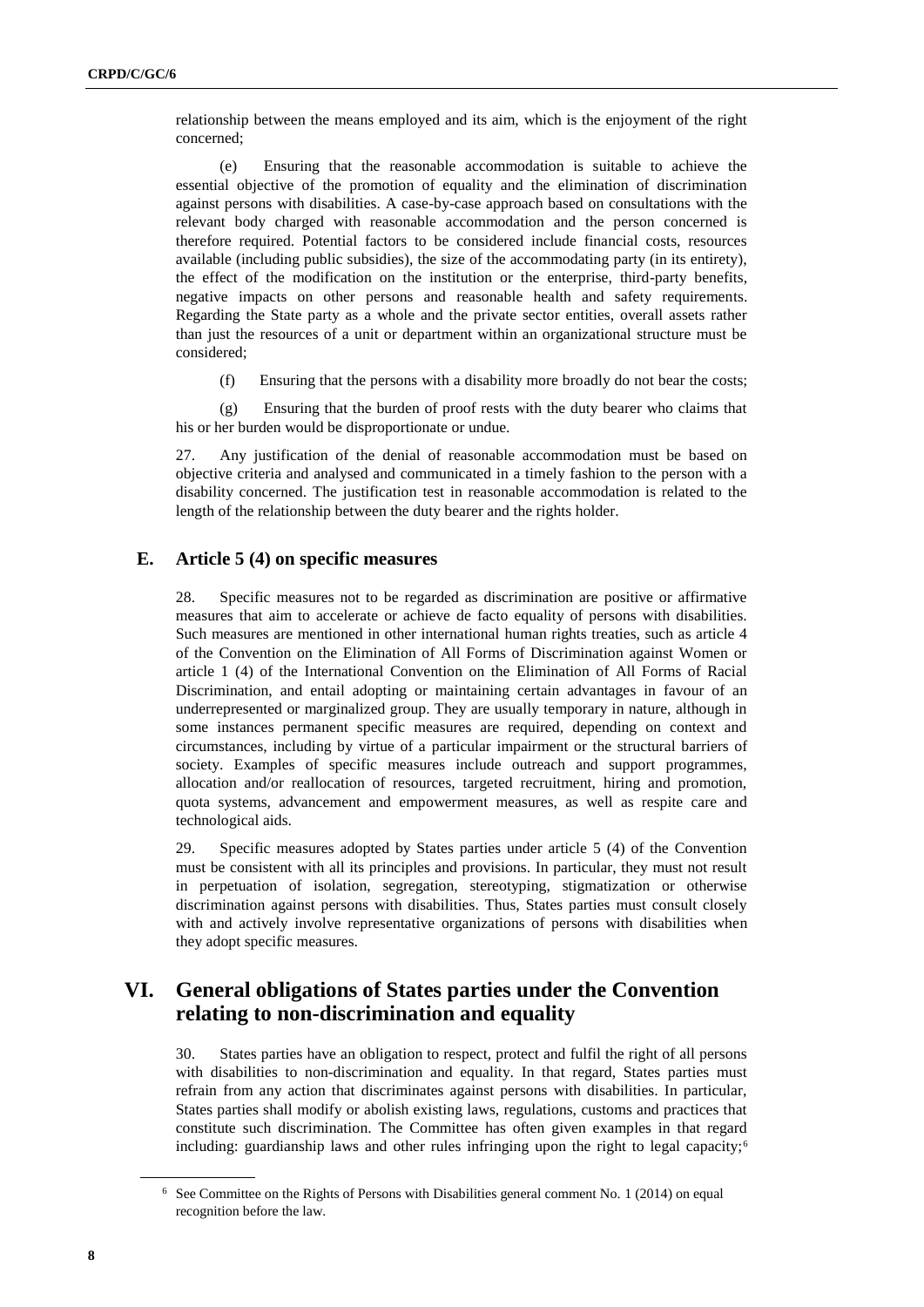relationship between the means employed and its aim, which is the enjoyment of the right concerned;

(e) Ensuring that the reasonable accommodation is suitable to achieve the essential objective of the promotion of equality and the elimination of discrimination against persons with disabilities. A case-by-case approach based on consultations with the relevant body charged with reasonable accommodation and the person concerned is therefore required. Potential factors to be considered include financial costs, resources available (including public subsidies), the size of the accommodating party (in its entirety), the effect of the modification on the institution or the enterprise, third-party benefits, negative impacts on other persons and reasonable health and safety requirements. Regarding the State party as a whole and the private sector entities, overall assets rather than just the resources of a unit or department within an organizational structure must be considered;

(f) Ensuring that the persons with a disability more broadly do not bear the costs;

(g) Ensuring that the burden of proof rests with the duty bearer who claims that his or her burden would be disproportionate or undue.

27. Any justification of the denial of reasonable accommodation must be based on objective criteria and analysed and communicated in a timely fashion to the person with a disability concerned. The justification test in reasonable accommodation is related to the length of the relationship between the duty bearer and the rights holder.

### E. Article 5 (4) on specific measures

28. Specific measures not to be regarded as discrimination are positive or affirmative measures that aim to accelerate or achieve de facto equality of persons with disabilities. Such measures are mentioned in other international human rights treaties, such as article 4 of the Convention on the Elimination of All Forms of Discrimination against Women or article 1 (4) of the International Convention on the Elimination of All Forms of Racial Discrimination, and entail adopting or maintaining certain advantages in favour of an underrepresented or marginalized group. They are usually temporary in nature, although in some instances permanent specific measures are required, depending on context and circumstances, including by virtue of a particular impairment or the structural barriers of society. Examples of specific measures include outreach and support programmes, allocation and/or reallocation of resources, targeted recruitment, hiring and promotion, quota systems, advancement and empowerment measures, as well as respite care and technological aids.

29. Specific measures adopted by States parties under article 5 (4) of the Convention must be consistent with all its principles and provisions. In particular, they must not result in perpetuation of isolation, segregation, stereotyping, stigmatization or otherwise discrimination against persons with disabilities. Thus, States parties must consult closely with and actively involve representative organizations of persons with disabilities when they adopt specific measures.

## VI. General obligations of States parties under the Convention relating to non-discrimination and equality

30. States parties have an obligation to respect, protect and fulfil the right of all persons with disabilities to non-discrimination and equality. In that regard, States parties must refrain from any action that discriminates against persons with disabilities. In particular, States parties shall modify or abolish existing laws, regulations, customs and practices that constitute such discrimination. The Committee has often given examples in that regard including: guardianship laws and other rules infringing upon the right to legal capacity;[6]

[6] See Committee on the Rights of Persons with Disabilities general comment No. 1 (2014) on equal recognition before the law.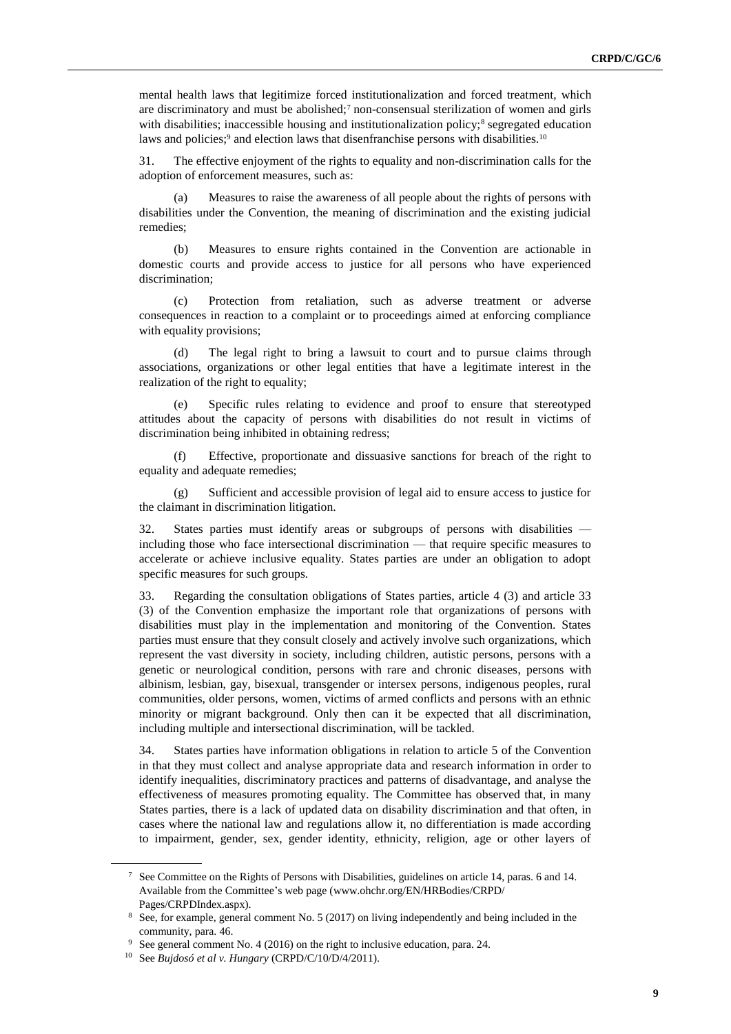mental health laws that legitimize forced institutionalization and forced treatment, which are discriminatory and must be abolished;[7] non-consensual sterilization of women and girls with disabilities; inaccessible housing and institutionalization policy;[8] segregated education laws and policies;[9] and election laws that disenfranchise persons with disabilities.[10]

31. The effective enjoyment of the rights to equality and non-discrimination calls for the adoption of enforcement measures, such as:

(a) Measures to raise the awareness of all people about the rights of persons with disabilities under the Convention, the meaning of discrimination and the existing judicial remedies;

(b) Measures to ensure rights contained in the Convention are actionable in domestic courts and provide access to justice for all persons who have experienced discrimination;

(c) Protection from retaliation, such as adverse treatment or adverse consequences in reaction to a complaint or to proceedings aimed at enforcing compliance with equality provisions;

(d) The legal right to bring a lawsuit to court and to pursue claims through associations, organizations or other legal entities that have a legitimate interest in the realization of the right to equality;

(e) Specific rules relating to evidence and proof to ensure that stereotyped attitudes about the capacity of persons with disabilities do not result in victims of discrimination being inhibited in obtaining redress;

(f) Effective, proportionate and dissuasive sanctions for breach of the right to equality and adequate remedies;

(g) Sufficient and accessible provision of legal aid to ensure access to justice for the claimant in discrimination litigation.

32. States parties must identify areas or subgroups of persons with disabilities — including those who face intersectional discrimination — that require specific measures to accelerate or achieve inclusive equality. States parties are under an obligation to adopt specific measures for such groups.

33. Regarding the consultation obligations of States parties, article 4 (3) and article 33 (3) of the Convention emphasize the important role that organizations of persons with disabilities must play in the implementation and monitoring of the Convention. States parties must ensure that they consult closely and actively involve such organizations, which represent the vast diversity in society, including children, autistic persons, persons with a genetic or neurological condition, persons with rare and chronic diseases, persons with albinism, lesbian, gay, bisexual, transgender or intersex persons, indigenous peoples, rural communities, older persons, women, victims of armed conflicts and persons with an ethnic minority or migrant background. Only then can it be expected that all discrimination, including multiple and intersectional discrimination, will be tackled.

34. States parties have information obligations in relation to article 5 of the Convention in that they must collect and analyse appropriate data and research information in order to identify inequalities, discriminatory practices and patterns of disadvantage, and analyse the effectiveness of measures promoting equality. The Committee has observed that, in many States parties, there is a lack of updated data on disability discrimination and that often, in cases where the national law and regulations allow it, no differentiation is made according to impairment, gender, sex, gender identity, ethnicity, religion, age or other layers of

---

[7] See Committee on the Rights of Persons with Disabilities, guidelines on article 14, paras. 6 and 14. Available from the Committee's web page (www.ohchr.org/EN/HRBodies/CRPD/Pages/CRPDIndex.aspx).

[8] See, for example, general comment No. 5 (2017) on living independently and being included in the community, para. 46.

[9] See general comment No. 4 (2016) on the right to inclusive education, para. 24.

[10] See *Bujdosó et al v. Hungary* (CRPD/C/10/D/4/2011).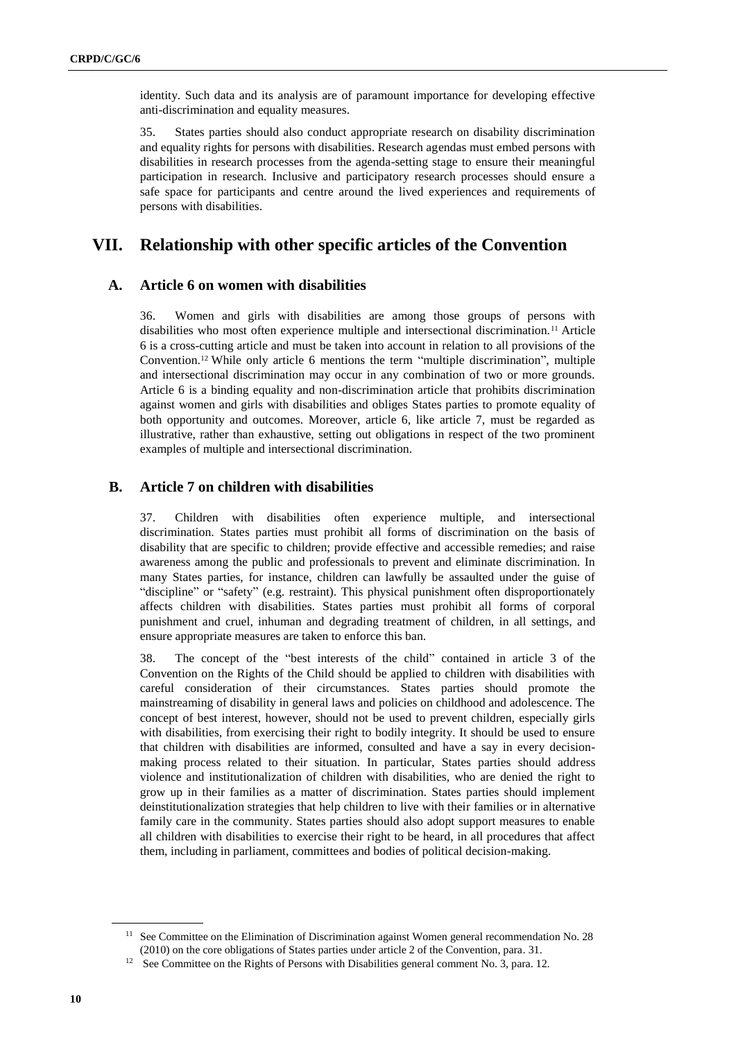identity. Such data and its analysis are of paramount importance for developing effective anti-discrimination and equality measures.

35. States parties should also conduct appropriate research on disability discrimination and equality rights for persons with disabilities. Research agendas must embed persons with disabilities in research processes from the agenda-setting stage to ensure their meaningful participation in research. Inclusive and participatory research processes should ensure a safe space for participants and centre around the lived experiences and requirements of persons with disabilities.

# VII. Relationship with other specific articles of the Convention

## A. Article 6 on women with disabilities

36. Women and girls with disabilities are among those groups of persons with disabilities who most often experience multiple and intersectional discrimination.[11] Article 6 is a cross-cutting article and must be taken into account in relation to all provisions of the Convention.[12] While only article 6 mentions the term "multiple discrimination", multiple and intersectional discrimination may occur in any combination of two or more grounds. Article 6 is a binding equality and non-discrimination article that prohibits discrimination against women and girls with disabilities and obliges States parties to promote equality of both opportunity and outcomes. Moreover, article 6, like article 7, must be regarded as illustrative, rather than exhaustive, setting out obligations in respect of the two prominent examples of multiple and intersectional discrimination.

## B. Article 7 on children with disabilities

37. Children with disabilities often experience multiple, and intersectional discrimination. States parties must prohibit all forms of discrimination on the basis of disability that are specific to children; provide effective and accessible remedies; and raise awareness among the public and professionals to prevent and eliminate discrimination. In many States parties, for instance, children can lawfully be assaulted under the guise of "discipline" or "safety" (e.g. restraint). This physical punishment often disproportionately affects children with disabilities. States parties must prohibit all forms of corporal punishment and cruel, inhuman and degrading treatment of children, in all settings, and ensure appropriate measures are taken to enforce this ban.

38. The concept of the "best interests of the child" contained in article 3 of the Convention on the Rights of the Child should be applied to children with disabilities with careful consideration of their circumstances. States parties should promote the mainstreaming of disability in general laws and policies on childhood and adolescence. The concept of best interest, however, should not be used to prevent children, especially girls with disabilities, from exercising their right to bodily integrity. It should be used to ensure that children with disabilities are informed, consulted and have a say in every decision-making process related to their situation. In particular, States parties should address violence and institutionalization of children with disabilities, who are denied the right to grow up in their families as a matter of discrimination. States parties should implement deinstitutionalization strategies that help children to live with their families or in alternative family care in the community. States parties should also adopt support measures to enable all children with disabilities to exercise their right to be heard, in all procedures that affect them, including in parliament, committees and bodies of political decision-making.

---

[11] See Committee on the Elimination of Discrimination against Women general recommendation No. 28 (2010) on the core obligations of States parties under article 2 of the Convention, para. 31.

[12] See Committee on the Rights of Persons with Disabilities general comment No. 3, para. 12.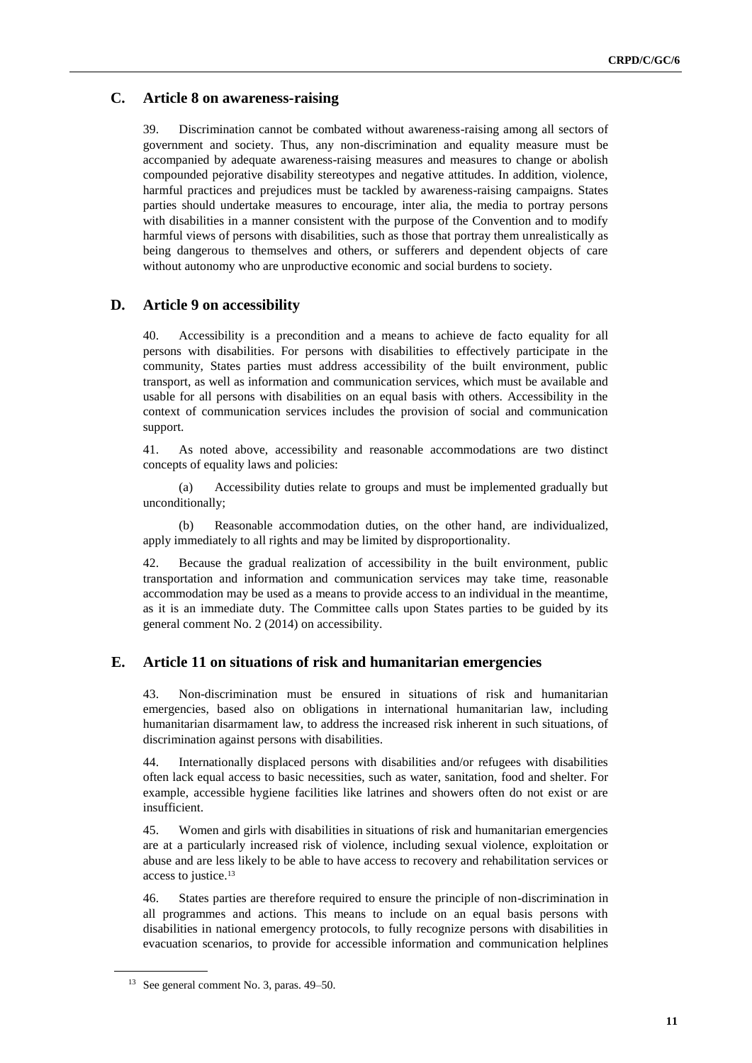## C. Article 8 on awareness-raising

39. Discrimination cannot be combated without awareness-raising among all sectors of government and society. Thus, any non-discrimination and equality measure must be accompanied by adequate awareness-raising measures and measures to change or abolish compounded pejorative disability stereotypes and negative attitudes. In addition, violence, harmful practices and prejudices must be tackled by awareness-raising campaigns. States parties should undertake measures to encourage, inter alia, the media to portray persons with disabilities in a manner consistent with the purpose of the Convention and to modify harmful views of persons with disabilities, such as those that portray them unrealistically as being dangerous to themselves and others, or sufferers and dependent objects of care without autonomy who are unproductive economic and social burdens to society.

## D. Article 9 on accessibility

40. Accessibility is a precondition and a means to achieve de facto equality for all persons with disabilities. For persons with disabilities to effectively participate in the community, States parties must address accessibility of the built environment, public transport, as well as information and communication services, which must be available and usable for all persons with disabilities on an equal basis with others. Accessibility in the context of communication services includes the provision of social and communication support.

41. As noted above, accessibility and reasonable accommodations are two distinct concepts of equality laws and policies:

(a) Accessibility duties relate to groups and must be implemented gradually but unconditionally;

(b) Reasonable accommodation duties, on the other hand, are individualized, apply immediately to all rights and may be limited by disproportionality.

42. Because the gradual realization of accessibility in the built environment, public transportation and information and communication services may take time, reasonable accommodation may be used as a means to provide access to an individual in the meantime, as it is an immediate duty. The Committee calls upon States parties to be guided by its general comment No. 2 (2014) on accessibility.

## E. Article 11 on situations of risk and humanitarian emergencies

43. Non-discrimination must be ensured in situations of risk and humanitarian emergencies, based also on obligations in international humanitarian law, including humanitarian disarmament law, to address the increased risk inherent in such situations, of discrimination against persons with disabilities.

44. Internationally displaced persons with disabilities and/or refugees with disabilities often lack equal access to basic necessities, such as water, sanitation, food and shelter. For example, accessible hygiene facilities like latrines and showers often do not exist or are insufficient.

45. Women and girls with disabilities in situations of risk and humanitarian emergencies are at a particularly increased risk of violence, including sexual violence, exploitation or abuse and are less likely to be able to have access to recovery and rehabilitation services or access to justice.[13]

46. States parties are therefore required to ensure the principle of non-discrimination in all programmes and actions. This means to include on an equal basis persons with disabilities in national emergency protocols, to fully recognize persons with disabilities in evacuation scenarios, to provide for accessible information and communication helplines

[13] See general comment No. 3, paras. 49–50.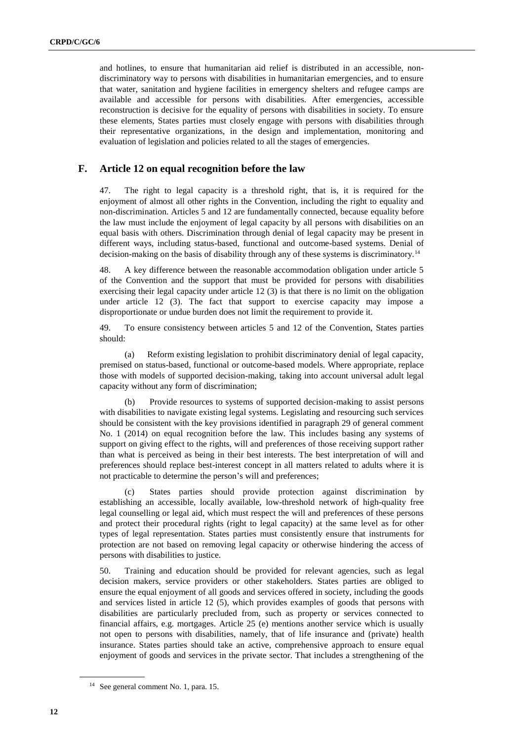and hotlines, to ensure that humanitarian aid relief is distributed in an accessible, non-discriminatory way to persons with disabilities in humanitarian emergencies, and to ensure that water, sanitation and hygiene facilities in emergency shelters and refugee camps are available and accessible for persons with disabilities. After emergencies, accessible reconstruction is decisive for the equality of persons with disabilities in society. To ensure these elements, States parties must closely engage with persons with disabilities through their representative organizations, in the design and implementation, monitoring and evaluation of legislation and policies related to all the stages of emergencies.

## F. Article 12 on equal recognition before the law

47. The right to legal capacity is a threshold right, that is, it is required for the enjoyment of almost all other rights in the Convention, including the right to equality and non-discrimination. Articles 5 and 12 are fundamentally connected, because equality before the law must include the enjoyment of legal capacity by all persons with disabilities on an equal basis with others. Discrimination through denial of legal capacity may be present in different ways, including status-based, functional and outcome-based systems. Denial of decision-making on the basis of disability through any of these systems is discriminatory.[14]

48. A key difference between the reasonable accommodation obligation under article 5 of the Convention and the support that must be provided for persons with disabilities exercising their legal capacity under article 12 (3) is that there is no limit on the obligation under article 12 (3). The fact that support to exercise capacity may impose a disproportionate or undue burden does not limit the requirement to provide it.

49. To ensure consistency between articles 5 and 12 of the Convention, States parties should:

(a) Reform existing legislation to prohibit discriminatory denial of legal capacity, premised on status-based, functional or outcome-based models. Where appropriate, replace those with models of supported decision-making, taking into account universal adult legal capacity without any form of discrimination;

(b) Provide resources to systems of supported decision-making to assist persons with disabilities to navigate existing legal systems. Legislating and resourcing such services should be consistent with the key provisions identified in paragraph 29 of general comment No. 1 (2014) on equal recognition before the law. This includes basing any systems of support on giving effect to the rights, will and preferences of those receiving support rather than what is perceived as being in their best interests. The best interpretation of will and preferences should replace best-interest concept in all matters related to adults where it is not practicable to determine the person's will and preferences;

(c) States parties should provide protection against discrimination by establishing an accessible, locally available, low-threshold network of high-quality free legal counselling or legal aid, which must respect the will and preferences of these persons and protect their procedural rights (right to legal capacity) at the same level as for other types of legal representation. States parties must consistently ensure that instruments for protection are not based on removing legal capacity or otherwise hindering the access of persons with disabilities to justice.

50. Training and education should be provided for relevant agencies, such as legal decision makers, service providers or other stakeholders. States parties are obliged to ensure the equal enjoyment of all goods and services offered in society, including the goods and services listed in article 12 (5), which provides examples of goods that persons with disabilities are particularly precluded from, such as property or services connected to financial affairs, e.g. mortgages. Article 25 (e) mentions another service which is usually not open to persons with disabilities, namely, that of life insurance and (private) health insurance. States parties should take an active, comprehensive approach to ensure equal enjoyment of goods and services in the private sector. That includes a strengthening of the

---

[14] See general comment No. 1, para. 15.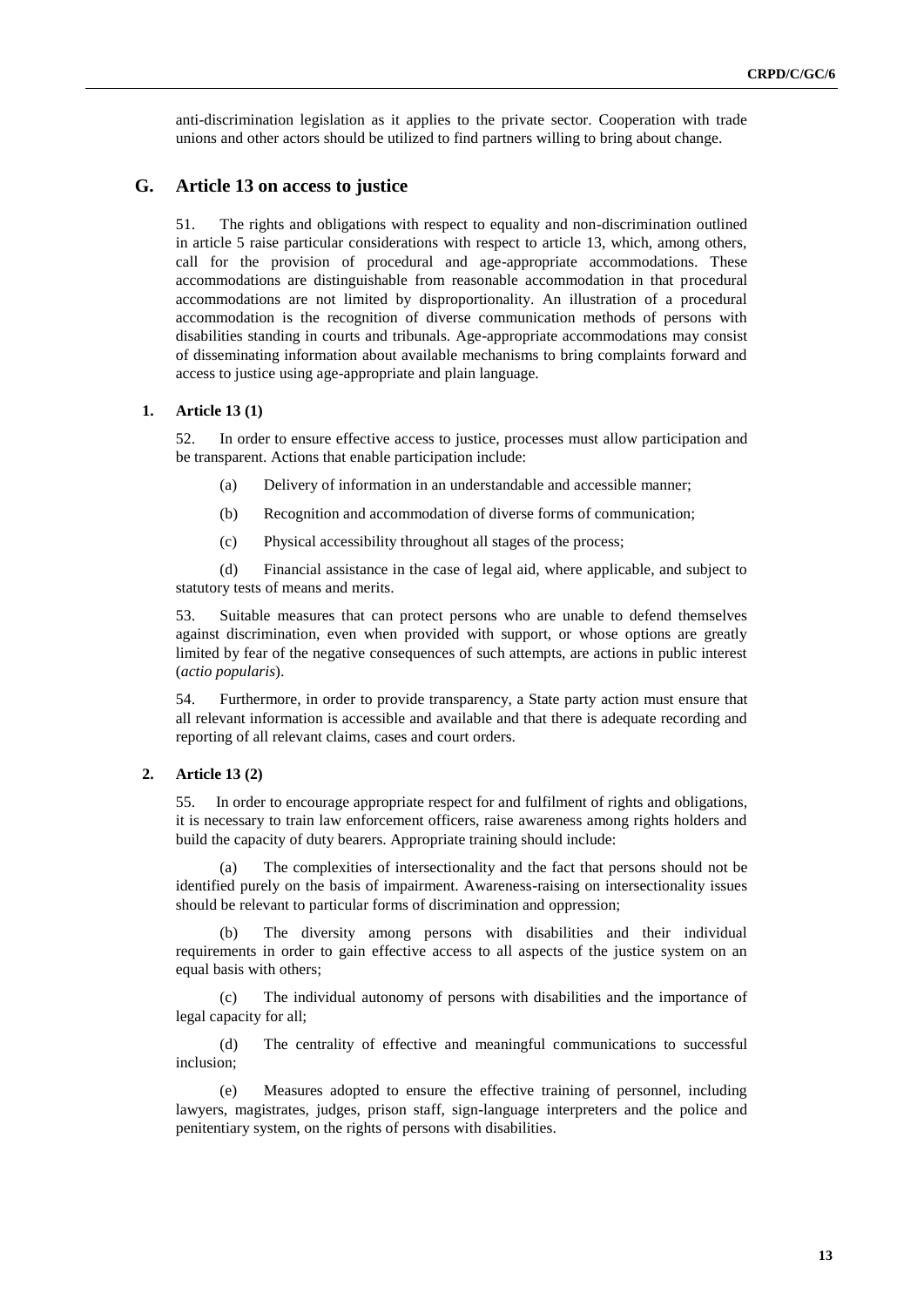anti-discrimination legislation as it applies to the private sector. Cooperation with trade unions and other actors should be utilized to find partners willing to bring about change.

## G. Article 13 on access to justice

51. The rights and obligations with respect to equality and non-discrimination outlined in article 5 raise particular considerations with respect to article 13, which, among others, call for the provision of procedural and age-appropriate accommodations. These accommodations are distinguishable from reasonable accommodation in that procedural accommodations are not limited by disproportionality. An illustration of a procedural accommodation is the recognition of diverse communication methods of persons with disabilities standing in courts and tribunals. Age-appropriate accommodations may consist of disseminating information about available mechanisms to bring complaints forward and access to justice using age-appropriate and plain language.

### 1. Article 13 (1)

52. In order to ensure effective access to justice, processes must allow participation and be transparent. Actions that enable participation include:

(a) Delivery of information in an understandable and accessible manner;

(b) Recognition and accommodation of diverse forms of communication;

(c) Physical accessibility throughout all stages of the process;

(d) Financial assistance in the case of legal aid, where applicable, and subject to statutory tests of means and merits.

53. Suitable measures that can protect persons who are unable to defend themselves against discrimination, even when provided with support, or whose options are greatly limited by fear of the negative consequences of such attempts, are actions in public interest (*actio popularis*).

54. Furthermore, in order to provide transparency, a State party action must ensure that all relevant information is accessible and available and that there is adequate recording and reporting of all relevant claims, cases and court orders.

### 2. Article 13 (2)

55. In order to encourage appropriate respect for and fulfilment of rights and obligations, it is necessary to train law enforcement officers, raise awareness among rights holders and build the capacity of duty bearers. Appropriate training should include:

(a) The complexities of intersectionality and the fact that persons should not be identified purely on the basis of impairment. Awareness-raising on intersectionality issues should be relevant to particular forms of discrimination and oppression;

(b) The diversity among persons with disabilities and their individual requirements in order to gain effective access to all aspects of the justice system on an equal basis with others;

(c) The individual autonomy of persons with disabilities and the importance of legal capacity for all;

(d) The centrality of effective and meaningful communications to successful inclusion;

(e) Measures adopted to ensure the effective training of personnel, including lawyers, magistrates, judges, prison staff, sign-language interpreters and the police and penitentiary system, on the rights of persons with disabilities.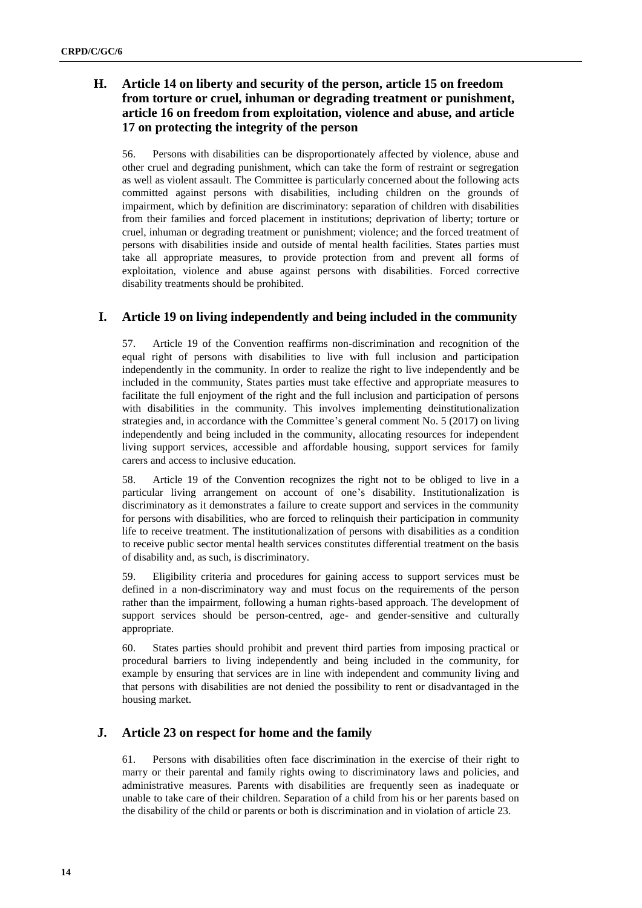## H. Article 14 on liberty and security of the person, article 15 on freedom from torture or cruel, inhuman or degrading treatment or punishment, article 16 on freedom from exploitation, violence and abuse, and article 17 on protecting the integrity of the person

56. Persons with disabilities can be disproportionately affected by violence, abuse and other cruel and degrading punishment, which can take the form of restraint or segregation as well as violent assault. The Committee is particularly concerned about the following acts committed against persons with disabilities, including children on the grounds of impairment, which by definition are discriminatory: separation of children with disabilities from their families and forced placement in institutions; deprivation of liberty; torture or cruel, inhuman or degrading treatment or punishment; violence; and the forced treatment of persons with disabilities inside and outside of mental health facilities. States parties must take all appropriate measures, to provide protection from and prevent all forms of exploitation, violence and abuse against persons with disabilities. Forced corrective disability treatments should be prohibited.

## I. Article 19 on living independently and being included in the community

57. Article 19 of the Convention reaffirms non-discrimination and recognition of the equal right of persons with disabilities to live with full inclusion and participation independently in the community. In order to realize the right to live independently and be included in the community, States parties must take effective and appropriate measures to facilitate the full enjoyment of the right and the full inclusion and participation of persons with disabilities in the community. This involves implementing deinstitutionalization strategies and, in accordance with the Committee's general comment No. 5 (2017) on living independently and being included in the community, allocating resources for independent living support services, accessible and affordable housing, support services for family carers and access to inclusive education.

58. Article 19 of the Convention recognizes the right not to be obliged to live in a particular living arrangement on account of one's disability. Institutionalization is discriminatory as it demonstrates a failure to create support and services in the community for persons with disabilities, who are forced to relinquish their participation in community life to receive treatment. The institutionalization of persons with disabilities as a condition to receive public sector mental health services constitutes differential treatment on the basis of disability and, as such, is discriminatory.

59. Eligibility criteria and procedures for gaining access to support services must be defined in a non-discriminatory way and must focus on the requirements of the person rather than the impairment, following a human rights-based approach. The development of support services should be person-centred, age- and gender-sensitive and culturally appropriate.

60. States parties should prohibit and prevent third parties from imposing practical or procedural barriers to living independently and being included in the community, for example by ensuring that services are in line with independent and community living and that persons with disabilities are not denied the possibility to rent or disadvantaged in the housing market.

## J. Article 23 on respect for home and the family

61. Persons with disabilities often face discrimination in the exercise of their right to marry or their parental and family rights owing to discriminatory laws and policies, and administrative measures. Parents with disabilities are frequently seen as inadequate or unable to take care of their children. Separation of a child from his or her parents based on the disability of the child or parents or both is discrimination and in violation of article 23.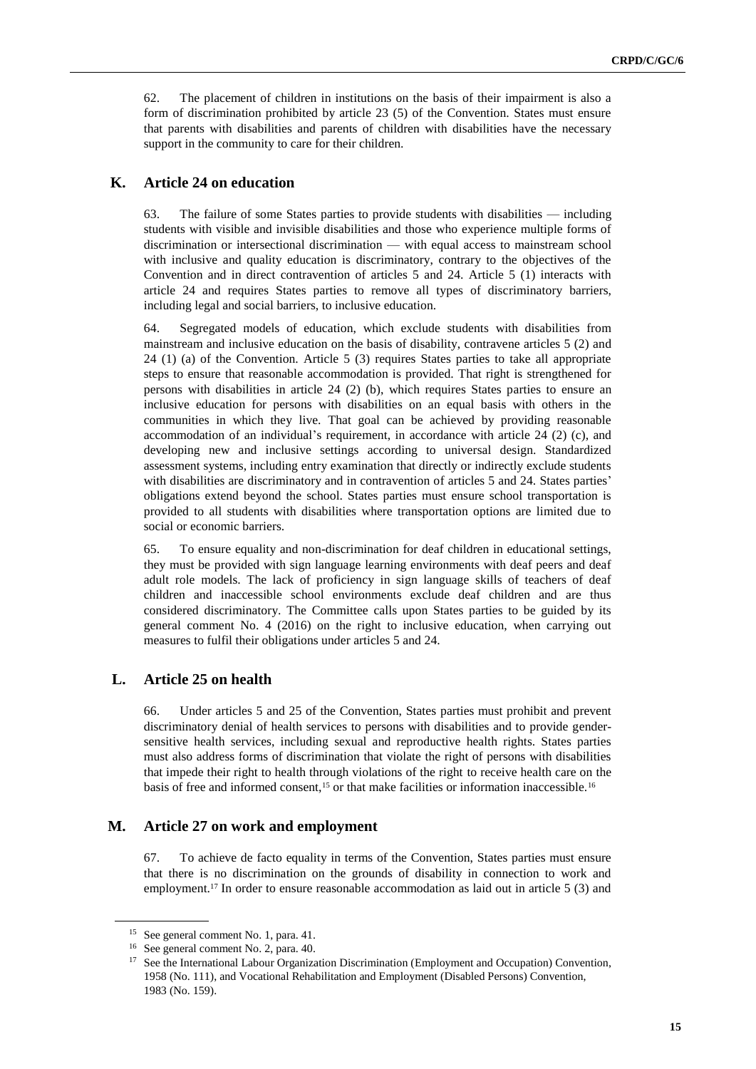62. The placement of children in institutions on the basis of their impairment is also a form of discrimination prohibited by article 23 (5) of the Convention. States must ensure that parents with disabilities and parents of children with disabilities have the necessary support in the community to care for their children.

## K. Article 24 on education

63. The failure of some States parties to provide students with disabilities — including students with visible and invisible disabilities and those who experience multiple forms of discrimination or intersectional discrimination — with equal access to mainstream school with inclusive and quality education is discriminatory, contrary to the objectives of the Convention and in direct contravention of articles 5 and 24. Article 5 (1) interacts with article 24 and requires States parties to remove all types of discriminatory barriers, including legal and social barriers, to inclusive education.

64. Segregated models of education, which exclude students with disabilities from mainstream and inclusive education on the basis of disability, contravene articles 5 (2) and 24 (1) (a) of the Convention. Article 5 (3) requires States parties to take all appropriate steps to ensure that reasonable accommodation is provided. That right is strengthened for persons with disabilities in article 24 (2) (b), which requires States parties to ensure an inclusive education for persons with disabilities on an equal basis with others in the communities in which they live. That goal can be achieved by providing reasonable accommodation of an individual's requirement, in accordance with article 24 (2) (c), and developing new and inclusive settings according to universal design. Standardized assessment systems, including entry examination that directly or indirectly exclude students with disabilities are discriminatory and in contravention of articles 5 and 24. States parties' obligations extend beyond the school. States parties must ensure school transportation is provided to all students with disabilities where transportation options are limited due to social or economic barriers.

65. To ensure equality and non-discrimination for deaf children in educational settings, they must be provided with sign language learning environments with deaf peers and deaf adult role models. The lack of proficiency in sign language skills of teachers of deaf children and inaccessible school environments exclude deaf children and are thus considered discriminatory. The Committee calls upon States parties to be guided by its general comment No. 4 (2016) on the right to inclusive education, when carrying out measures to fulfil their obligations under articles 5 and 24.

## L. Article 25 on health

66. Under articles 5 and 25 of the Convention, States parties must prohibit and prevent discriminatory denial of health services to persons with disabilities and to provide gender-sensitive health services, including sexual and reproductive health rights. States parties must also address forms of discrimination that violate the right of persons with disabilities that impede their right to health through violations of the right to receive health care on the basis of free and informed consent,[15] or that make facilities or information inaccessible.[16]

## M. Article 27 on work and employment

67. To achieve de facto equality in terms of the Convention, States parties must ensure that there is no discrimination on the grounds of disability in connection to work and employment.[17] In order to ensure reasonable accommodation as laid out in article 5 (3) and

---

[15] See general comment No. 1, para. 41.

[16] See general comment No. 2, para. 40.

[17] See the International Labour Organization Discrimination (Employment and Occupation) Convention, 1958 (No. 111), and Vocational Rehabilitation and Employment (Disabled Persons) Convention, 1983 (No. 159).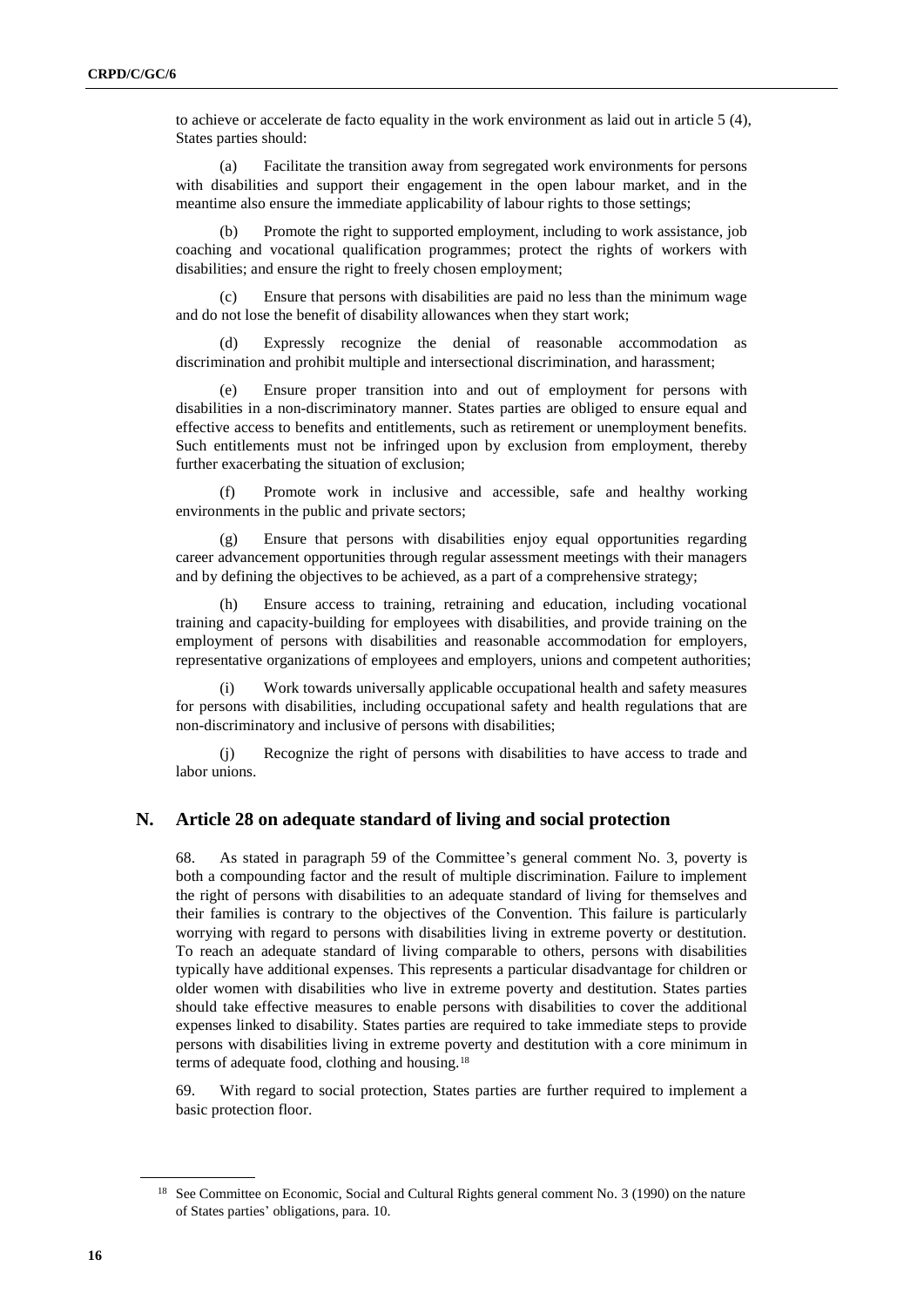to achieve or accelerate de facto equality in the work environment as laid out in article 5 (4), States parties should:

(a) Facilitate the transition away from segregated work environments for persons with disabilities and support their engagement in the open labour market, and in the meantime also ensure the immediate applicability of labour rights to those settings;

(b) Promote the right to supported employment, including to work assistance, job coaching and vocational qualification programmes; protect the rights of workers with disabilities; and ensure the right to freely chosen employment;

(c) Ensure that persons with disabilities are paid no less than the minimum wage and do not lose the benefit of disability allowances when they start work;

(d) Expressly recognize the denial of reasonable accommodation as discrimination and prohibit multiple and intersectional discrimination, and harassment;

(e) Ensure proper transition into and out of employment for persons with disabilities in a non-discriminatory manner. States parties are obliged to ensure equal and effective access to benefits and entitlements, such as retirement or unemployment benefits. Such entitlements must not be infringed upon by exclusion from employment, thereby further exacerbating the situation of exclusion;

(f) Promote work in inclusive and accessible, safe and healthy working environments in the public and private sectors;

(g) Ensure that persons with disabilities enjoy equal opportunities regarding career advancement opportunities through regular assessment meetings with their managers and by defining the objectives to be achieved, as a part of a comprehensive strategy;

(h) Ensure access to training, retraining and education, including vocational training and capacity-building for employees with disabilities, and provide training on the employment of persons with disabilities and reasonable accommodation for employers, representative organizations of employees and employers, unions and competent authorities;

(i) Work towards universally applicable occupational health and safety measures for persons with disabilities, including occupational safety and health regulations that are non-discriminatory and inclusive of persons with disabilities;

(j) Recognize the right of persons with disabilities to have access to trade and labor unions.

## N. Article 28 on adequate standard of living and social protection

68. As stated in paragraph 59 of the Committee's general comment No. 3, poverty is both a compounding factor and the result of multiple discrimination. Failure to implement the right of persons with disabilities to an adequate standard of living for themselves and their families is contrary to the objectives of the Convention. This failure is particularly worrying with regard to persons with disabilities living in extreme poverty or destitution. To reach an adequate standard of living comparable to others, persons with disabilities typically have additional expenses. This represents a particular disadvantage for children or older women with disabilities who live in extreme poverty and destitution. States parties should take effective measures to enable persons with disabilities to cover the additional expenses linked to disability. States parties are required to take immediate steps to provide persons with disabilities living in extreme poverty and destitution with a core minimum in terms of adequate food, clothing and housing.[18]

69. With regard to social protection, States parties are further required to implement a basic protection floor.

[18] See Committee on Economic, Social and Cultural Rights general comment No. 3 (1990) on the nature of States parties' obligations, para. 10.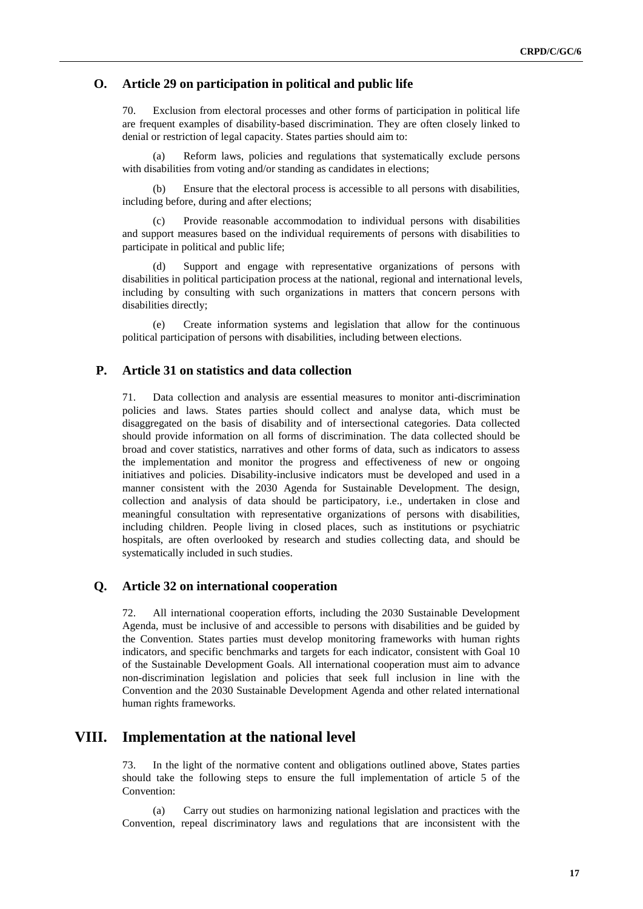### O. Article 29 on participation in political and public life

70. Exclusion from electoral processes and other forms of participation in political life are frequent examples of disability-based discrimination. They are often closely linked to denial or restriction of legal capacity. States parties should aim to:

(a) Reform laws, policies and regulations that systematically exclude persons with disabilities from voting and/or standing as candidates in elections;

(b) Ensure that the electoral process is accessible to all persons with disabilities, including before, during and after elections;

(c) Provide reasonable accommodation to individual persons with disabilities and support measures based on the individual requirements of persons with disabilities to participate in political and public life;

(d) Support and engage with representative organizations of persons with disabilities in political participation process at the national, regional and international levels, including by consulting with such organizations in matters that concern persons with disabilities directly;

(e) Create information systems and legislation that allow for the continuous political participation of persons with disabilities, including between elections.

### P. Article 31 on statistics and data collection

71. Data collection and analysis are essential measures to monitor anti-discrimination policies and laws. States parties should collect and analyse data, which must be disaggregated on the basis of disability and of intersectional categories. Data collected should provide information on all forms of discrimination. The data collected should be broad and cover statistics, narratives and other forms of data, such as indicators to assess the implementation and monitor the progress and effectiveness of new or ongoing initiatives and policies. Disability-inclusive indicators must be developed and used in a manner consistent with the 2030 Agenda for Sustainable Development. The design, collection and analysis of data should be participatory, i.e., undertaken in close and meaningful consultation with representative organizations of persons with disabilities, including children. People living in closed places, such as institutions or psychiatric hospitals, are often overlooked by research and studies collecting data, and should be systematically included in such studies.

### Q. Article 32 on international cooperation

72. All international cooperation efforts, including the 2030 Sustainable Development Agenda, must be inclusive of and accessible to persons with disabilities and be guided by the Convention. States parties must develop monitoring frameworks with human rights indicators, and specific benchmarks and targets for each indicator, consistent with Goal 10 of the Sustainable Development Goals. All international cooperation must aim to advance non-discrimination legislation and policies that seek full inclusion in line with the Convention and the 2030 Sustainable Development Agenda and other related international human rights frameworks.

## VIII. Implementation at the national level

73. In the light of the normative content and obligations outlined above, States parties should take the following steps to ensure the full implementation of article 5 of the Convention:

(a) Carry out studies on harmonizing national legislation and practices with the Convention, repeal discriminatory laws and regulations that are inconsistent with the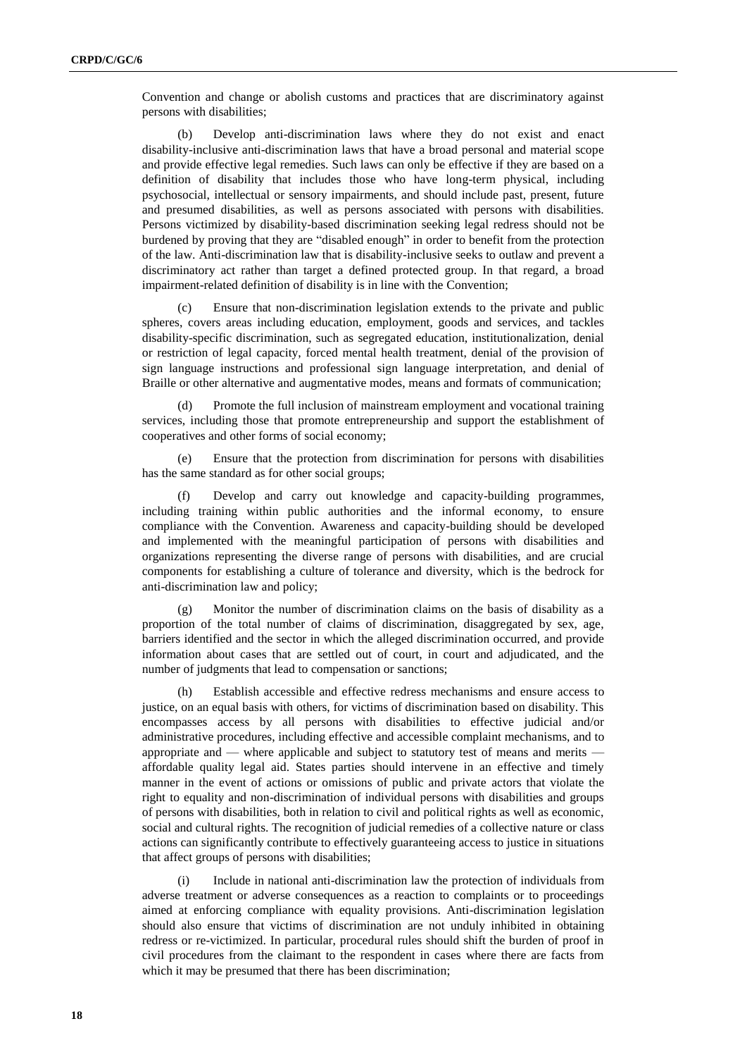Convention and change or abolish customs and practices that are discriminatory against persons with disabilities;

(b) Develop anti-discrimination laws where they do not exist and enact disability-inclusive anti-discrimination laws that have a broad personal and material scope and provide effective legal remedies. Such laws can only be effective if they are based on a definition of disability that includes those who have long-term physical, including psychosocial, intellectual or sensory impairments, and should include past, present, future and presumed disabilities, as well as persons associated with persons with disabilities. Persons victimized by disability-based discrimination seeking legal redress should not be burdened by proving that they are "disabled enough" in order to benefit from the protection of the law. Anti-discrimination law that is disability-inclusive seeks to outlaw and prevent a discriminatory act rather than target a defined protected group. In that regard, a broad impairment-related definition of disability is in line with the Convention;

(c) Ensure that non-discrimination legislation extends to the private and public spheres, covers areas including education, employment, goods and services, and tackles disability-specific discrimination, such as segregated education, institutionalization, denial or restriction of legal capacity, forced mental health treatment, denial of the provision of sign language instructions and professional sign language interpretation, and denial of Braille or other alternative and augmentative modes, means and formats of communication;

(d) Promote the full inclusion of mainstream employment and vocational training services, including those that promote entrepreneurship and support the establishment of cooperatives and other forms of social economy;

(e) Ensure that the protection from discrimination for persons with disabilities has the same standard as for other social groups;

(f) Develop and carry out knowledge and capacity-building programmes, including training within public authorities and the informal economy, to ensure compliance with the Convention. Awareness and capacity-building should be developed and implemented with the meaningful participation of persons with disabilities and organizations representing the diverse range of persons with disabilities, and are crucial components for establishing a culture of tolerance and diversity, which is the bedrock for anti-discrimination law and policy;

(g) Monitor the number of discrimination claims on the basis of disability as a proportion of the total number of claims of discrimination, disaggregated by sex, age, barriers identified and the sector in which the alleged discrimination occurred, and provide information about cases that are settled out of court, in court and adjudicated, and the number of judgments that lead to compensation or sanctions;

(h) Establish accessible and effective redress mechanisms and ensure access to justice, on an equal basis with others, for victims of discrimination based on disability. This encompasses access by all persons with disabilities to effective judicial and/or administrative procedures, including effective and accessible complaint mechanisms, and to appropriate and — where applicable and subject to statutory test of means and merits — affordable quality legal aid. States parties should intervene in an effective and timely manner in the event of actions or omissions of public and private actors that violate the right to equality and non-discrimination of individual persons with disabilities and groups of persons with disabilities, both in relation to civil and political rights as well as economic, social and cultural rights. The recognition of judicial remedies of a collective nature or class actions can significantly contribute to effectively guaranteeing access to justice in situations that affect groups of persons with disabilities;

(i) Include in national anti-discrimination law the protection of individuals from adverse treatment or adverse consequences as a reaction to complaints or to proceedings aimed at enforcing compliance with equality provisions. Anti-discrimination legislation should also ensure that victims of discrimination are not unduly inhibited in obtaining redress or re-victimized. In particular, procedural rules should shift the burden of proof in civil procedures from the claimant to the respondent in cases where there are facts from which it may be presumed that there has been discrimination;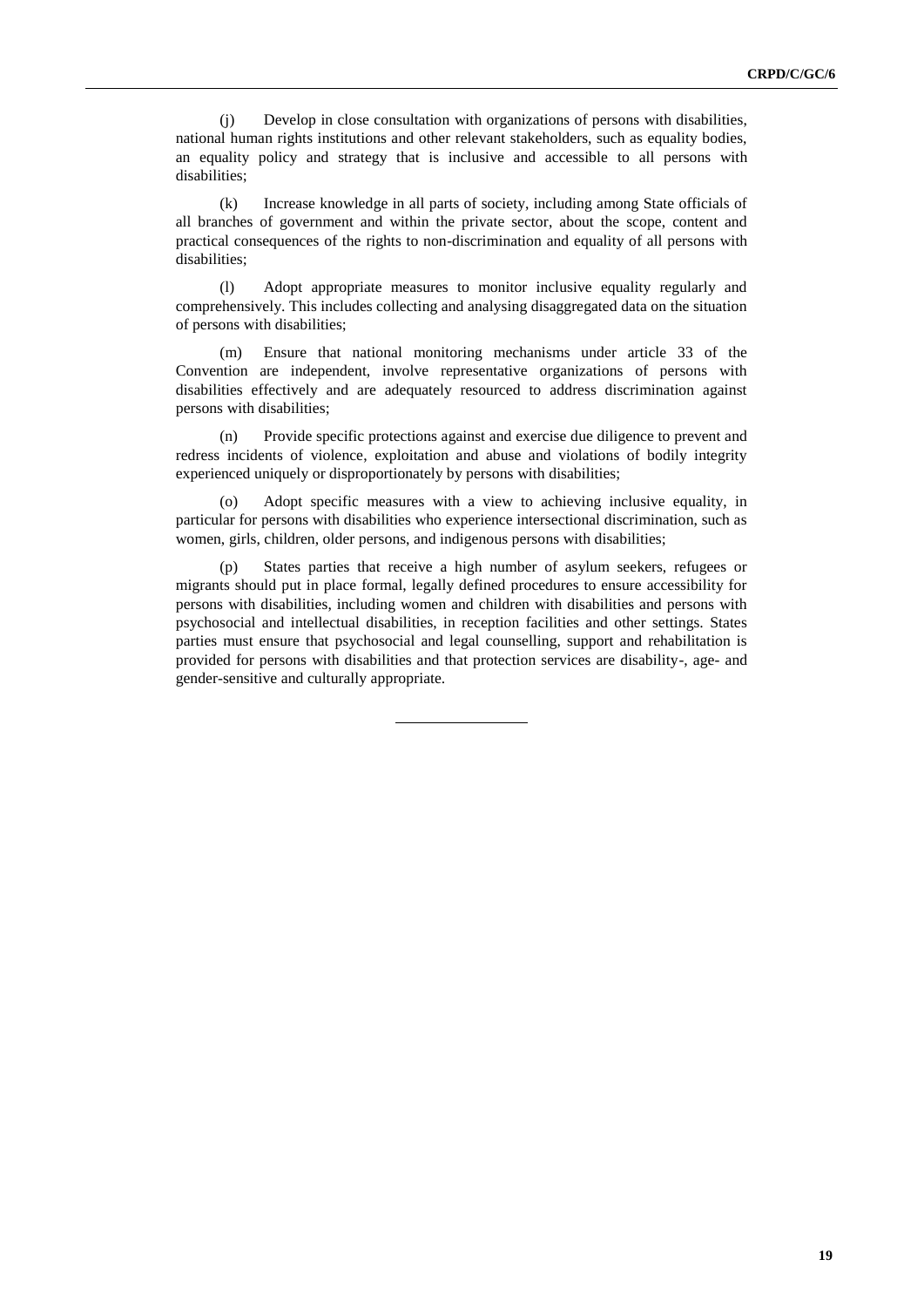(j) Develop in close consultation with organizations of persons with disabilities, national human rights institutions and other relevant stakeholders, such as equality bodies, an equality policy and strategy that is inclusive and accessible to all persons with disabilities;

(k) Increase knowledge in all parts of society, including among State officials of all branches of government and within the private sector, about the scope, content and practical consequences of the rights to non-discrimination and equality of all persons with disabilities;

(l) Adopt appropriate measures to monitor inclusive equality regularly and comprehensively. This includes collecting and analysing disaggregated data on the situation of persons with disabilities;

(m) Ensure that national monitoring mechanisms under article 33 of the Convention are independent, involve representative organizations of persons with disabilities effectively and are adequately resourced to address discrimination against persons with disabilities;

(n) Provide specific protections against and exercise due diligence to prevent and redress incidents of violence, exploitation and abuse and violations of bodily integrity experienced uniquely or disproportionately by persons with disabilities;

(o) Adopt specific measures with a view to achieving inclusive equality, in particular for persons with disabilities who experience intersectional discrimination, such as women, girls, children, older persons, and indigenous persons with disabilities;

(p) States parties that receive a high number of asylum seekers, refugees or migrants should put in place formal, legally defined procedures to ensure accessibility for persons with disabilities, including women and children with disabilities and persons with psychosocial and intellectual disabilities, in reception facilities and other settings. States parties must ensure that psychosocial and legal counselling, support and rehabilitation is provided for persons with disabilities and that protection services are disability-, age- and gender-sensitive and culturally appropriate.